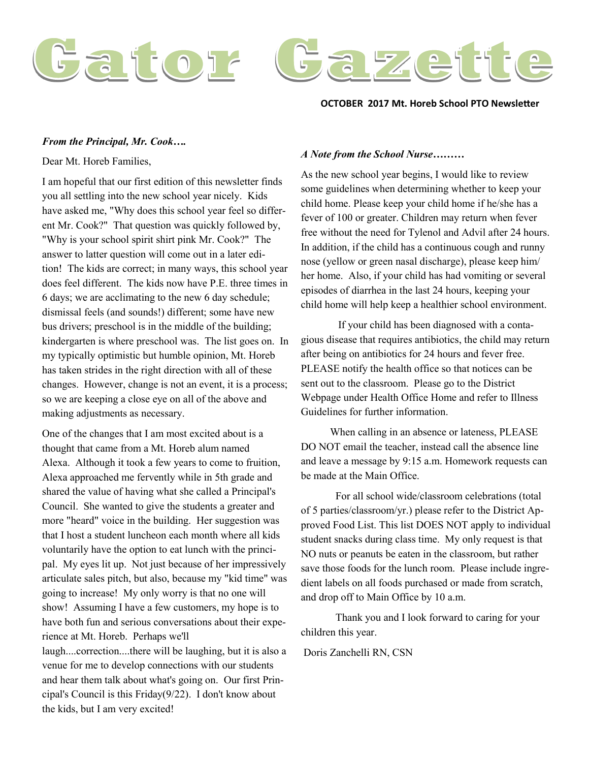# Gator Gazette

**OCTOBER 2017 Mt. Horeb School PTO Newsletter**

***From the Principal, Mr. Cook….***

Dear Mt. Horeb Families,

I am hopeful that our first edition of this newsletter finds you all settling into the new school year nicely. Kids have asked me, "Why does this school year feel so different Mr. Cook?" That question was quickly followed by, "Why is your school spirit shirt pink Mr. Cook?" The answer to latter question will come out in a later edition! The kids are correct; in many ways, this school year does feel different. The kids now have P.E. three times in 6 days; we are acclimating to the new 6 day schedule; dismissal feels (and sounds!) different; some have new bus drivers; preschool is in the middle of the building; kindergarten is where preschool was. The list goes on. In my typically optimistic but humble opinion, Mt. Horeb has taken strides in the right direction with all of these changes. However, change is not an event, it is a process; so we are keeping a close eye on all of the above and making adjustments as necessary.

One of the changes that I am most excited about is a thought that came from a Mt. Horeb alum named Alexa. Although it took a few years to come to fruition, Alexa approached me fervently while in 5th grade and shared the value of having what she called a Principal's Council. She wanted to give the students a greater and more "heard" voice in the building. Her suggestion was that I host a student luncheon each month where all kids voluntarily have the option to eat lunch with the principal. My eyes lit up. Not just because of her impressively articulate sales pitch, but also, because my "kid time" was going to increase! My only worry is that no one will show! Assuming I have a few customers, my hope is to have both fun and serious conversations about their experience at Mt. Horeb. Perhaps we'll laugh....correction....there will be laughing, but it is also a venue for me to develop connections with our students and hear them talk about what's going on. Our first Principal's Council is this Friday(9/22). I don't know about the kids, but I am very excited!

***A Note from the School Nurse………***

As the new school year begins, I would like to review some guidelines when determining whether to keep your child home. Please keep your child home if he/she has a fever of 100 or greater. Children may return when fever free without the need for Tylenol and Advil after 24 hours. In addition, if the child has a continuous cough and runny nose (yellow or green nasal discharge), please keep him/her home. Also, if your child has had vomiting or several episodes of diarrhea in the last 24 hours, keeping your child home will help keep a healthier school environment.

If your child has been diagnosed with a contagious disease that requires antibiotics, the child may return after being on antibiotics for 24 hours and fever free. PLEASE notify the health office so that notices can be sent out to the classroom. Please go to the District Webpage under Health Office Home and refer to Illness Guidelines for further information.

When calling in an absence or lateness, PLEASE DO NOT email the teacher, instead call the absence line and leave a message by 9:15 a.m. Homework requests can be made at the Main Office.

For all school wide/classroom celebrations (total of 5 parties/classroom/yr.) please refer to the District Approved Food List. This list DOES NOT apply to individual student snacks during class time. My only request is that NO nuts or peanuts be eaten in the classroom, but rather save those foods for the lunch room. Please include ingredient labels on all foods purchased or made from scratch, and drop off to Main Office by 10 a.m.

Thank you and I look forward to caring for your children this year.

Doris Zanchelli RN, CSN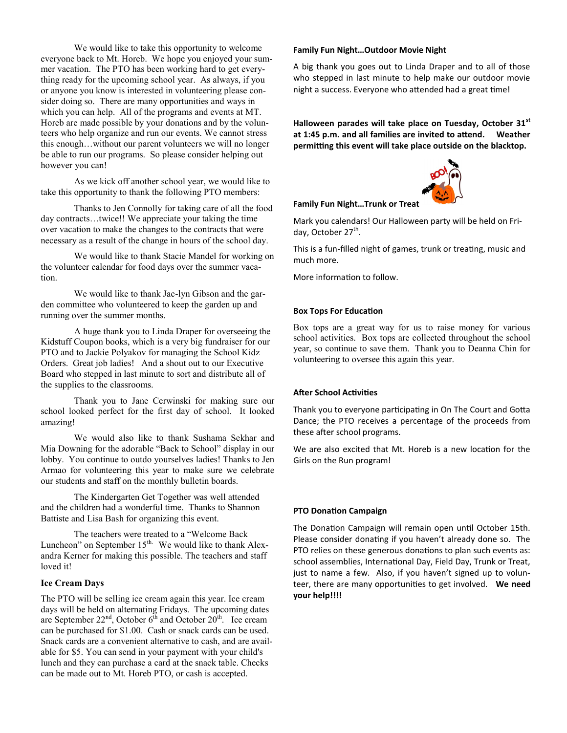We would like to take this opportunity to welcome everyone back to Mt. Horeb. We hope you enjoyed your summer vacation. The PTO has been working hard to get everything ready for the upcoming school year. As always, if you or anyone you know is interested in volunteering please consider doing so. There are many opportunities and ways in which you can help. All of the programs and events at MT. Horeb are made possible by your donations and by the volunteers who help organize and run our events. We cannot stress this enough…without our parent volunteers we will no longer be able to run our programs. So please consider helping out however you can!

As we kick off another school year, we would like to take this opportunity to thank the following PTO members:

Thanks to Jen Connolly for taking care of all the food day contracts…twice!! We appreciate your taking the time over vacation to make the changes to the contracts that were necessary as a result of the change in hours of the school day.

We would like to thank Stacie Mandel for working on the volunteer calendar for food days over the summer vacation.

We would like to thank Jac-lyn Gibson and the garden committee who volunteered to keep the garden up and running over the summer months.

A huge thank you to Linda Draper for overseeing the Kidstuff Coupon books, which is a very big fundraiser for our PTO and to Jackie Polyakov for managing the School Kidz Orders. Great job ladies! And a shout out to our Executive Board who stepped in last minute to sort and distribute all of the supplies to the classrooms.

Thank you to Jane Cerwinski for making sure our school looked perfect for the first day of school. It looked amazing!

We would also like to thank Sushama Sekhar and Mia Downing for the adorable "Back to School" display in our lobby. You continue to outdo yourselves ladies! Thanks to Jen Armao for volunteering this year to make sure we celebrate our students and staff on the monthly bulletin boards.

The Kindergarten Get Together was well attended and the children had a wonderful time. Thanks to Shannon Battiste and Lisa Bash for organizing this event.

The teachers were treated to a "Welcome Back Luncheon" on September 15th. We would like to thank Alexandra Kerner for making this possible. The teachers and staff loved it!

### Ice Cream Days

The PTO will be selling ice cream again this year. Ice cream days will be held on alternating Fridays. The upcoming dates are September 22nd, October 6th and October 20th. Ice cream can be purchased for $1.00. Cash or snack cards can be used. Snack cards are a convenient alternative to cash, and are available for $5. You can send in your payment with your child's lunch and they can purchase a card at the snack table. Checks can be made out to Mt. Horeb PTO, or cash is accepted.

### Family Fun Night…Outdoor Movie Night

A big thank you goes out to Linda Draper and to all of those who stepped in last minute to help make our outdoor movie night a success. Everyone who attended had a great time!

**Halloween parades will take place on Tuesday, October 31st at 1:45 p.m. and all families are invited to attend. Weather permitting this event will take place outside on the blacktop.**

### Family Fun Night…Trunk or Treat

Mark you calendars! Our Halloween party will be held on Friday, October 27th.

This is a fun-filled night of games, trunk or treating, music and much more.

More information to follow.

### Box Tops For Education

Box tops are a great way for us to raise money for various school activities. Box tops are collected throughout the school year, so continue to save them. Thank you to Deanna Chin for volunteering to oversee this again this year.

### After School Activities

Thank you to everyone participating in On The Court and Gotta Dance; the PTO receives a percentage of the proceeds from these after school programs.

We are also excited that Mt. Horeb is a new location for the Girls on the Run program!

### PTO Donation Campaign

The Donation Campaign will remain open until October 15th. Please consider donating if you haven't already done so. The PTO relies on these generous donations to plan such events as: school assemblies, International Day, Field Day, Trunk or Treat, just to name a few. Also, if you haven't signed up to volunteer, there are many opportunities to get involved. **We need your help!!!!**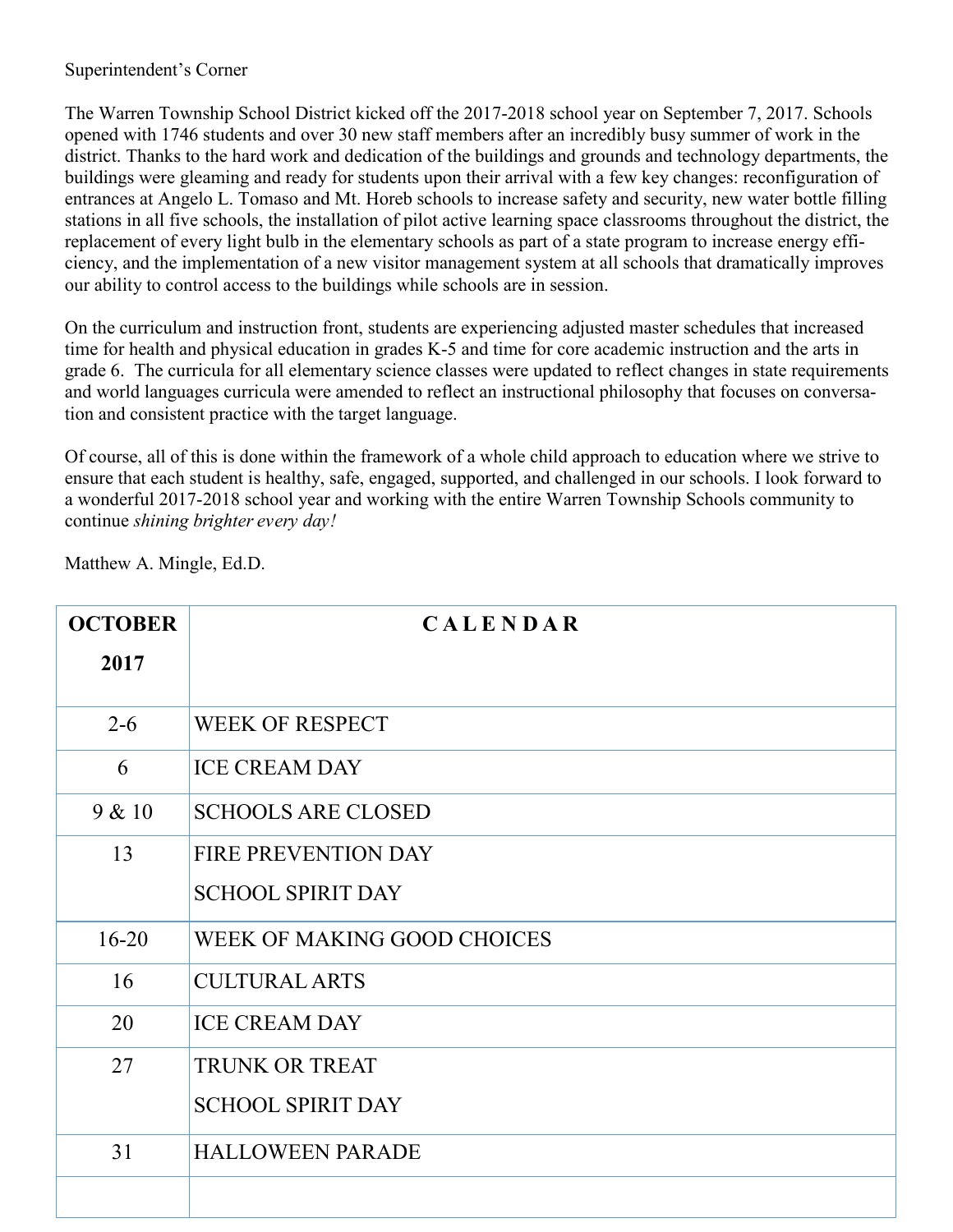Superintendent's Corner

The Warren Township School District kicked off the 2017-2018 school year on September 7, 2017. Schools opened with 1746 students and over 30 new staff members after an incredibly busy summer of work in the district. Thanks to the hard work and dedication of the buildings and grounds and technology departments, the buildings were gleaming and ready for students upon their arrival with a few key changes: reconfiguration of entrances at Angelo L. Tomaso and Mt. Horeb schools to increase safety and security, new water bottle filling stations in all five schools, the installation of pilot active learning space classrooms throughout the district, the replacement of every light bulb in the elementary schools as part of a state program to increase energy efficiency, and the implementation of a new visitor management system at all schools that dramatically improves our ability to control access to the buildings while schools are in session.

On the curriculum and instruction front, students are experiencing adjusted master schedules that increased time for health and physical education in grades K-5 and time for core academic instruction and the arts in grade 6. The curricula for all elementary science classes were updated to reflect changes in state requirements and world languages curricula were amended to reflect an instructional philosophy that focuses on conversation and consistent practice with the target language.

Of course, all of this is done within the framework of a whole child approach to education where we strive to ensure that each student is healthy, safe, engaged, supported, and challenged in our schools. I look forward to a wonderful 2017-2018 school year and working with the entire Warren Township Schools community to continue *shining brighter every day!*

Matthew A. Mingle, Ed.D.

| **OCTOBER 2017** | **C A L E N D A R** |
|---|---|
| 2-6 | WEEK OF RESPECT |
| 6 | ICE CREAM DAY |
| 9 & 10 | SCHOOLS ARE CLOSED |
| 13 | FIRE PREVENTION DAY<br>SCHOOL SPIRIT DAY |
| 16-20 | WEEK OF MAKING GOOD CHOICES |
| 16 | CULTURAL ARTS |
| 20 | ICE CREAM DAY |
| 27 | TRUNK OR TREAT<br>SCHOOL SPIRIT DAY |
| 31 | HALLOWEEN PARADE |
| | |